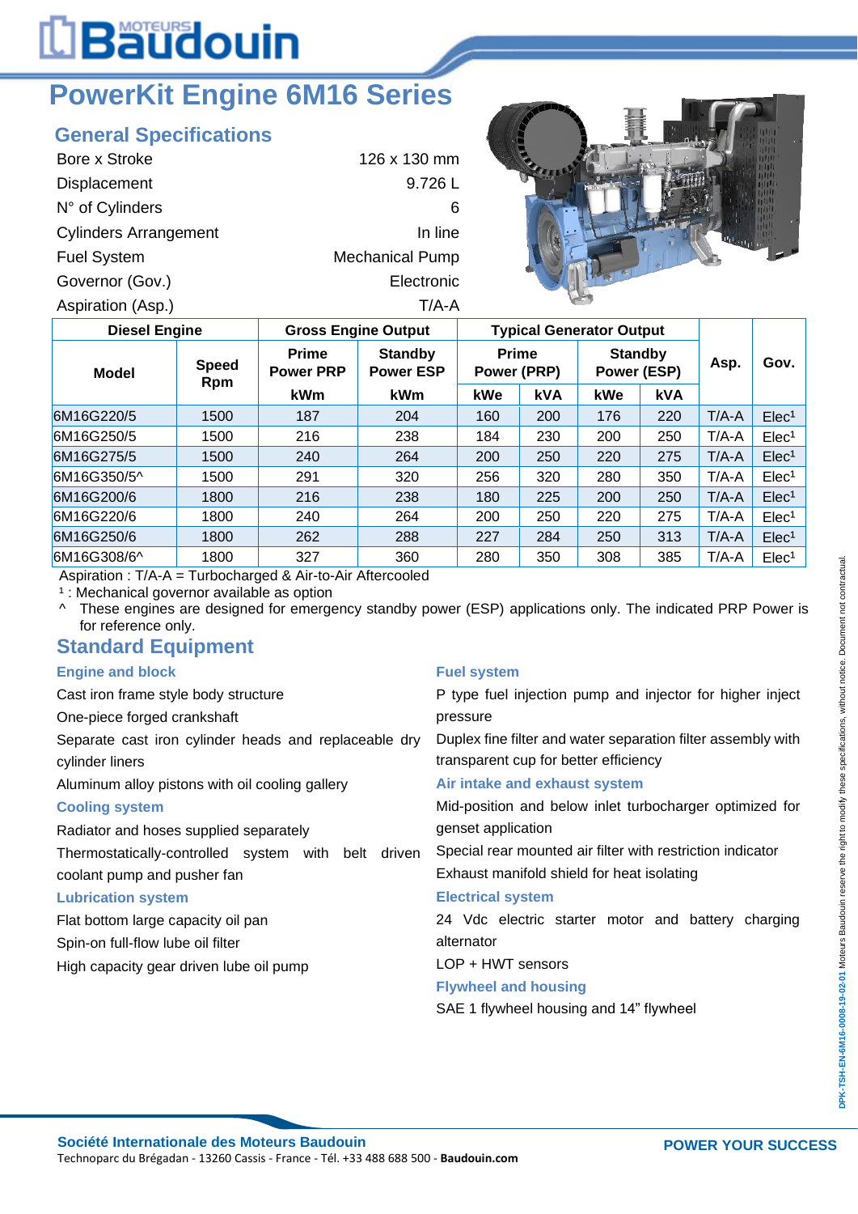# PowerKit Engine 6M16 Series

## General Specifications

| | |
|---|---|
| Bore x Stroke | 126 x 130 mm |
| Displacement | 9.726 L |
| N° of Cylinders | 6 |
| Cylinders Arrangement | In line |
| Fuel System | Mechanical Pump |
| Governor (Gov.) | Electronic |
| Aspiration (Asp.) | T/A-A |

| Diesel Engine | | Gross Engine Output | | Typical Generator Output | | | | Asp. | Gov. |
|---|---|---|---|---|---|---|---|---|---|
| Model | Speed Rpm | Prime Power PRP | Standby Power ESP | Prime Power (PRP) | | Standby Power (ESP) | | | |
| | | kWm | kWm | kWe | kVA | kWe | kVA | | |
| 6M16G220/5 | 1500 | 187 | 204 | 160 | 200 | 176 | 220 | T/A-A | Elec[1] |
| 6M16G250/5 | 1500 | 216 | 238 | 184 | 230 | 200 | 250 | T/A-A | Elec[1] |
| 6M16G275/5 | 1500 | 240 | 264 | 200 | 250 | 220 | 275 | T/A-A | Elec[1] |
| 6M16G350/5^ | 1500 | 291 | 320 | 256 | 320 | 280 | 350 | T/A-A | Elec[1] |
| 6M16G200/6 | 1800 | 216 | 238 | 180 | 225 | 200 | 250 | T/A-A | Elec[1] |
| 6M16G220/6 | 1800 | 240 | 264 | 200 | 250 | 220 | 275 | T/A-A | Elec[1] |
| 6M16G250/6 | 1800 | 262 | 288 | 227 | 284 | 250 | 313 | T/A-A | Elec[1] |
| 6M16G308/6^ | 1800 | 327 | 360 | 280 | 350 | 308 | 385 | T/A-A | Elec[1] |

Aspiration : T/A-A = Turbocharged & Air-to-Air Aftercooled

[1] : Mechanical governor available as option

^ These engines are designed for emergency standby power (ESP) applications only. The indicated PRP Power is for reference only.

## Standard Equipment

### Engine and block

Cast iron frame style body structure

One-piece forged crankshaft

Separate cast iron cylinder heads and replaceable dry cylinder liners

Aluminum alloy pistons with oil cooling gallery

### Cooling system

Radiator and hoses supplied separately

Thermostatically-controlled system with belt driven coolant pump and pusher fan

### Lubrication system

Flat bottom large capacity oil pan

Spin-on full-flow lube oil filter

High capacity gear driven lube oil pump

### Fuel system

P type fuel injection pump and injector for higher inject pressure

Duplex fine filter and water separation filter assembly with transparent cup for better efficiency

### Air intake and exhaust system

Mid-position and below inlet turbocharger optimized for genset application

Special rear mounted air filter with restriction indicator

Exhaust manifold shield for heat isolating

### Electrical system

24 Vdc electric starter motor and battery charging alternator

LOP + HWT sensors

### Flywheel and housing

SAE 1 flywheel housing and 14” flywheel

DPK-TSH-EN-6M16-0008-19-02-01 Moteurs Baudouin reserve the right to modify these specifications, without notice. Document not contractual.

**Société Internationale des Moteurs Baudouin**
Technoparc du Brégadan - 13260 Cassis - France - Tél. +33 488 688 500 - **Baudouin.com**

**POWER YOUR SUCCESS**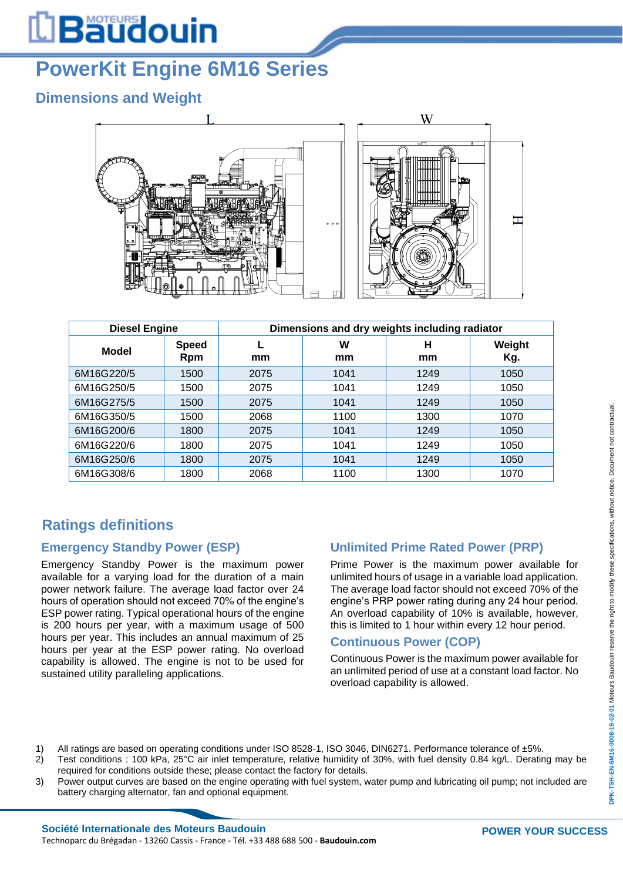# PowerKit Engine 6M16 Series

## Dimensions and Weight

L

W

H

| Diesel Engine | | Dimensions and dry weights including radiator | | | |
|---|---|---|---|---|---|
| Model | Speed Rpm | L mm | W mm | H mm | Weight Kg. |
| 6M16G220/5 | 1500 | 2075 | 1041 | 1249 | 1050 |
| 6M16G250/5 | 1500 | 2075 | 1041 | 1249 | 1050 |
| 6M16G275/5 | 1500 | 2075 | 1041 | 1249 | 1050 |
| 6M16G350/5 | 1500 | 2068 | 1100 | 1300 | 1070 |
| 6M16G200/6 | 1800 | 2075 | 1041 | 1249 | 1050 |
| 6M16G220/6 | 1800 | 2075 | 1041 | 1249 | 1050 |
| 6M16G250/6 | 1800 | 2075 | 1041 | 1249 | 1050 |
| 6M16G308/6 | 1800 | 2068 | 1100 | 1300 | 1070 |

## Ratings definitions

### Emergency Standby Power (ESP)

Emergency Standby Power is the maximum power available for a varying load for the duration of a main power network failure. The average load factor over 24 hours of operation should not exceed 70% of the engine's ESP power rating. Typical operational hours of the engine is 200 hours per year, with a maximum usage of 500 hours per year. This includes an annual maximum of 25 hours per year at the ESP power rating. No overload capability is allowed. The engine is not to be used for sustained utility paralleling applications.

### Unlimited Prime Rated Power (PRP)

Prime Power is the maximum power available for unlimited hours of usage in a variable load application. The average load factor should not exceed 70% of the engine's PRP power rating during any 24 hour period. An overload capability of 10% is available, however, this is limited to 1 hour within every 12 hour period.

### Continuous Power (COP)

Continuous Power is the maximum power available for an unlimited period of use at a constant load factor. No overload capability is allowed.

1) All ratings are based on operating conditions under ISO 8528-1, ISO 3046, DIN6271. Performance tolerance of ±5%.
2) Test conditions : 100 kPa, 25°C air inlet temperature, relative humidity of 30%, with fuel density 0.84 kg/L. Derating may be required for conditions outside these; please contact the factory for details.
3) Power output curves are based on the engine operating with fuel system, water pump and lubricating oil pump; not included are battery charging alternator, fan and optional equipment.

DPK-TSH-EN-6M16-0008-19-02-01 Moteurs Baudouin reserve the right to modify these specifications, without notice. Document not contractual.

**Société Internationale des Moteurs Baudouin**
Technoparc du Brégadan - 13260 Cassis - France - Tél. +33 488 688 500 - **Baudouin.com**

**POWER YOUR SUCCESS**